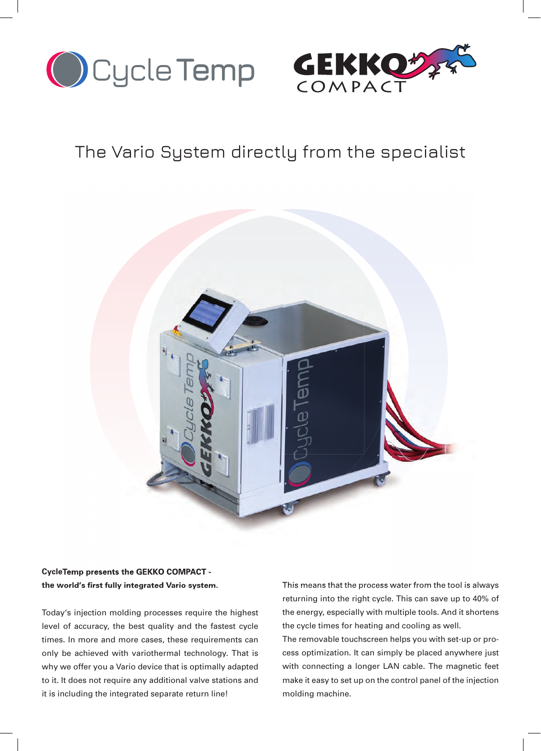CycleTemp

GEKKO COMPACT

# The Vario System directly from the specialist

**CycleTemp presents the GEKKO COMPACT - the world's first fully integrated Vario system.**

Today's injection molding processes require the highest level of accuracy, the best quality and the fastest cycle times. In more and more cases, these requirements can only be achieved with variothermal technology. That is why we offer you a Vario device that is optimally adapted to it. It does not require any additional valve stations and it is including the integrated separate return line!

This means that the process water from the tool is always returning into the right cycle. This can save up to 40% of the energy, especially with multiple tools. And it shortens the cycle times for heating and cooling as well.
The removable touchscreen helps you with set-up or process optimization. It can simply be placed anywhere just with connecting a longer LAN cable. The magnetic feet make it easy to set up on the control panel of the injection molding machine.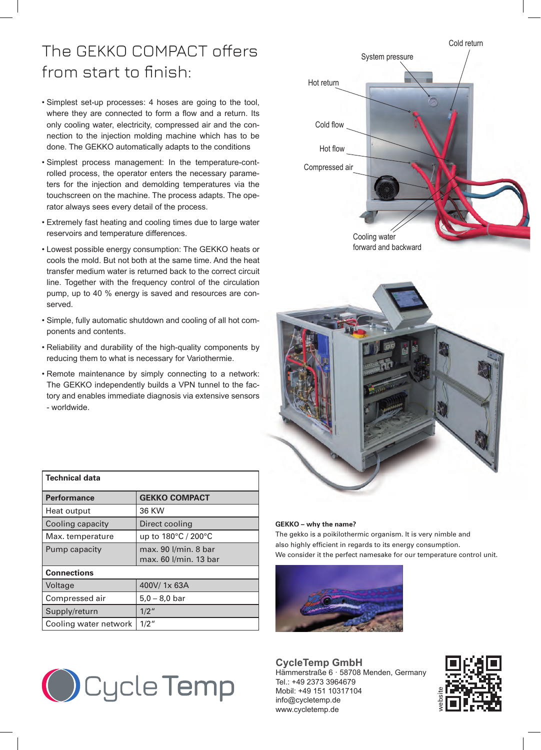# The GEKKO COMPACT offers from start to finish:

- Simplest set-up processes: 4 hoses are going to the tool, where they are connected to form a flow and a return. Its only cooling water, electricity, compressed air and the connection to the injection molding machine which has to be done. The GEKKO automatically adapts to the conditions
- Simplest process management: In the temperature-controlled process, the operator enters the necessary parameters for the injection and demolding temperatures via the touchscreen on the machine. The process adapts. The operator always sees every detail of the process.
- Extremely fast heating and cooling times due to large water reservoirs and temperature differences.
- Lowest possible energy consumption: The GEKKO heats or cools the mold. But not both at the same time. And the heat transfer medium water is returned back to the correct circuit line. Together with the frequency control of the circulation pump, up to 40 % energy is saved and resources are conserved.
- Simple, fully automatic shutdown and cooling of all hot components and contents.
- Reliability and durability of the high-quality components by reducing them to what is necessary for Variothermie.
- Remote maintenance by simply connecting to a network: The GEKKO independently builds a VPN tunnel to the factory and enables immediate diagnosis via extensive sensors - worldwide.

Cold return
System pressure
Hot return
Cold flow
Hot flow
Compressed air
Cooling water forward and backward

| Technical data | |
|---|---|
| **Performance** | **GEKKO COMPACT** |
| Heat output | 36 KW |
| Cooling capacity | Direct cooling |
| Max. temperature | up to 180°C / 200°C |
| Pump capacity | max. 90 l/min. 8 bar<br>max. 60 l/min. 13 bar |
| **Connections** | |
| Voltage | 400V/ 1x 63A |
| Compressed air | 5,0 – 8,0 bar |
| Supply/return | 1/2“ |
| Cooling water network | 1/2“ |

**GEKKO – why the name?**

The gekko is a poikilothermic organism. It is very nimble and also highly efficient in regards to its energy consumption. We consider it the perfect namesake for our temperature control unit.

CycleTemp

**CycleTemp GmbH**
Hämmerstraße 6 · 58708 Menden, Germany
Tel.: +49 2373 3964679
Mobil: +49 151 10317104
info@cycletemp.de
www.cycletemp.de

website